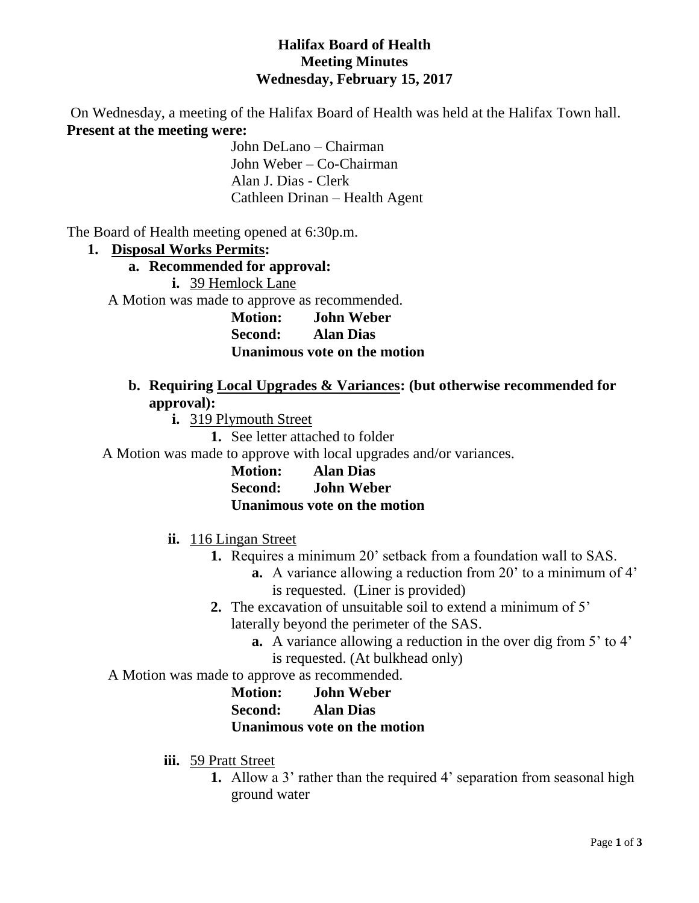# Halifax Board of Health
## Meeting Minutes
### Wednesday, February 15, 2017

On Wednesday, a meeting of the Halifax Board of Health was held at the Halifax Town hall.

**Present at the meeting were:**

John DeLano – Chairman
John Weber – Co-Chairman
Alan J. Dias - Clerk
Cathleen Drinan – Health Agent

The Board of Health meeting opened at 6:30p.m.

1. **Disposal Works Permits:**
   a. **Recommended for approval:**
      i. 39 Hemlock Lane

A Motion was made to approve as recommended.

**Motion: John Weber**
**Second: Alan Dias**
**Unanimous vote on the motion**

   b. **Requiring Local Upgrades & Variances: (but otherwise recommended for approval):**
      i. 319 Plymouth Street
         1. See letter attached to folder

A Motion was made to approve with local upgrades and/or variances.

**Motion: Alan Dias**
**Second: John Weber**
**Unanimous vote on the motion**

      ii. 116 Lingan Street
         1. Requires a minimum 20' setback from a foundation wall to SAS.
            a. A variance allowing a reduction from 20' to a minimum of 4' is requested. (Liner is provided)
         2. The excavation of unsuitable soil to extend a minimum of 5' laterally beyond the perimeter of the SAS.
            a. A variance allowing a reduction in the over dig from 5' to 4' is requested. (At bulkhead only)

A Motion was made to approve as recommended.

**Motion: John Weber**
**Second: Alan Dias**
**Unanimous vote on the motion**

      iii. 59 Pratt Street
         1. Allow a 3' rather than the required 4' separation from seasonal high ground water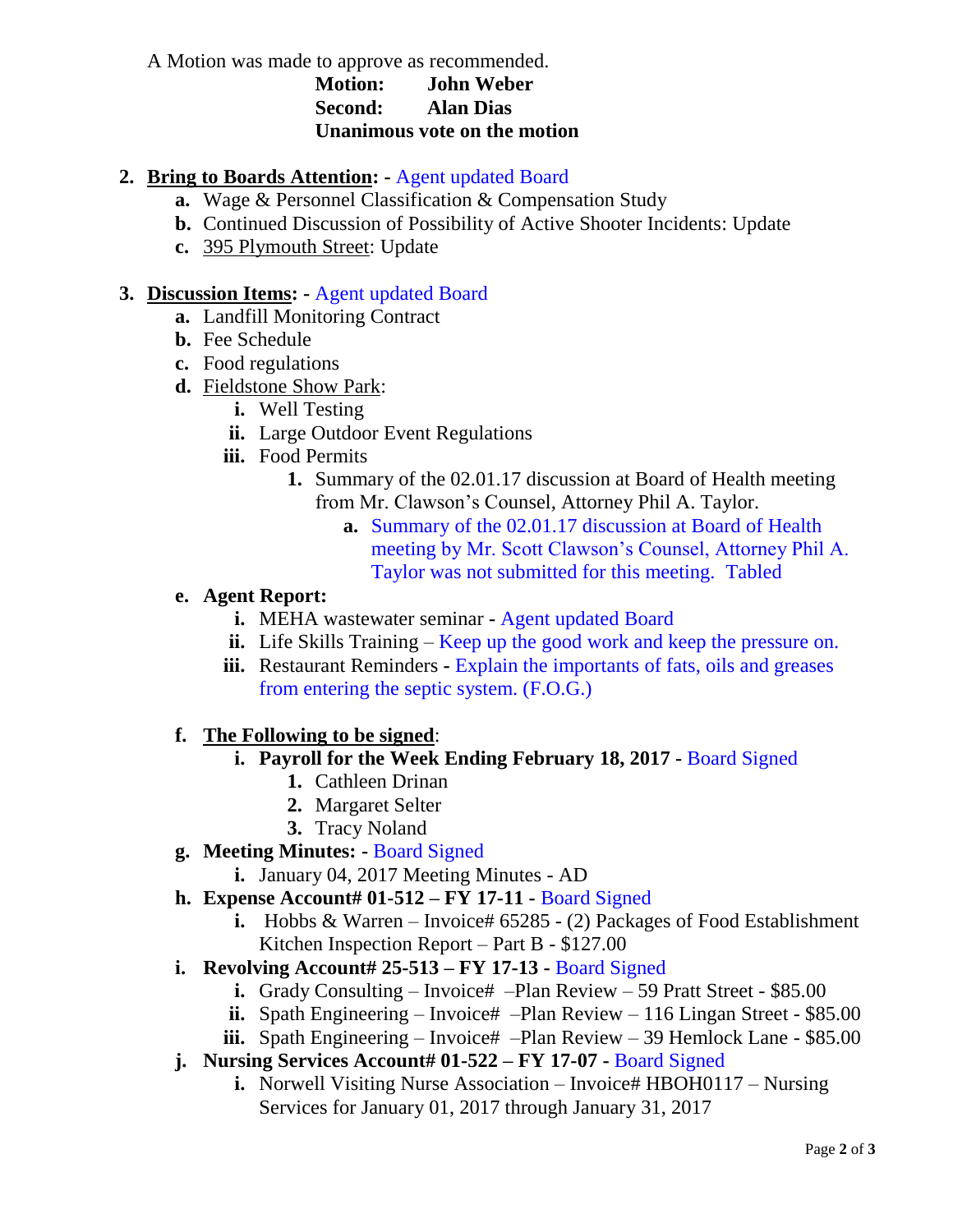A Motion was made to approve as recommended.

**Motion: John Weber**
**Second: Alan Dias**
**Unanimous vote on the motion**

2. **Bring to Boards Attention: -** Agent updated Board
   a. Wage & Personnel Classification & Compensation Study
   b. Continued Discussion of Possibility of Active Shooter Incidents: Update
   c. 395 Plymouth Street: Update

3. **Discussion Items: -** Agent updated Board
   a. Landfill Monitoring Contract
   b. Fee Schedule
   c. Food regulations
   d. Fieldstone Show Park:
      i. Well Testing
      ii. Large Outdoor Event Regulations
      iii. Food Permits
         1. Summary of the 02.01.17 discussion at Board of Health meeting from Mr. Clawson's Counsel, Attorney Phil A. Taylor.
            a. Summary of the 02.01.17 discussion at Board of Health meeting by Mr. Scott Clawson's Counsel, Attorney Phil A. Taylor was not submitted for this meeting. Tabled
   e. **Agent Report:**
      i. MEHA wastewater seminar - Agent updated Board
      ii. Life Skills Training – Keep up the good work and keep the pressure on.
      iii. Restaurant Reminders - Explain the importants of fats, oils and greases from entering the septic system. (F.O.G.)
   f. **The Following to be signed**:
      i. **Payroll for the Week Ending February 18, 2017 -** Board Signed
         1. Cathleen Drinan
         2. Margaret Selter
         3. Tracy Noland
   g. **Meeting Minutes: -** Board Signed
      i. January 04, 2017 Meeting Minutes - AD
   h. **Expense Account# 01-512 – FY 17-11 -** Board Signed
      i. Hobbs & Warren – Invoice# 65285 - (2) Packages of Food Establishment Kitchen Inspection Report – Part B - $127.00
   i. **Revolving Account# 25-513 – FY 17-13 -** Board Signed
      i. Grady Consulting – Invoice# –Plan Review – 59 Pratt Street - $85.00
      ii. Spath Engineering – Invoice# –Plan Review – 116 Lingan Street - $85.00
      iii. Spath Engineering – Invoice# –Plan Review – 39 Hemlock Lane - $85.00
   j. **Nursing Services Account# 01-522 – FY 17-07 -** Board Signed
      i. Norwell Visiting Nurse Association – Invoice# HBOH0117 – Nursing Services for January 01, 2017 through January 31, 2017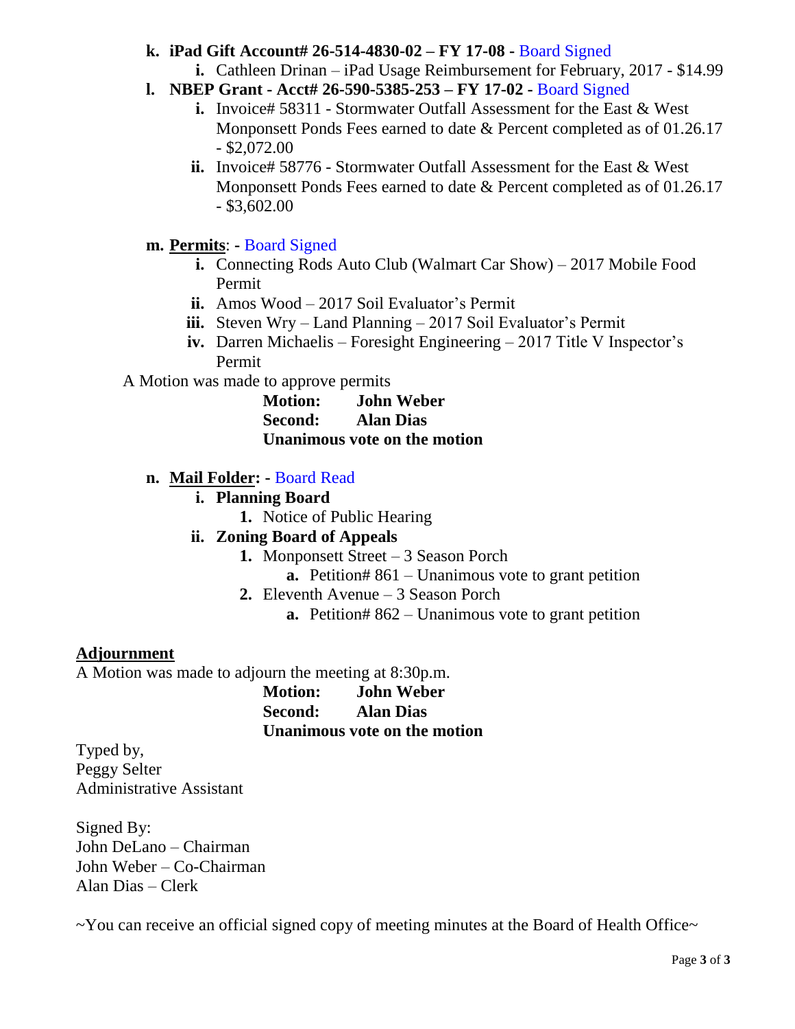- **k. iPad Gift Account# 26-514-4830-02 – FY 17-08 -** Board Signed
  - **i.** Cathleen Drinan – iPad Usage Reimbursement for February, 2017 - $14.99
- **l. NBEP Grant - Acct# 26-590-5385-253 – FY 17-02 -** Board Signed
  - **i.** Invoice# 58311 - Stormwater Outfall Assessment for the East & West Monponsett Ponds Fees earned to date & Percent completed as of 01.26.17 - $2,072.00
  - **ii.** Invoice# 58776 - Stormwater Outfall Assessment for the East & West Monponsett Ponds Fees earned to date & Percent completed as of 01.26.17 - $3,602.00

- **m. <u>Permits</u>: -** Board Signed
  - **i.** Connecting Rods Auto Club (Walmart Car Show) – 2017 Mobile Food Permit
  - **ii.** Amos Wood – 2017 Soil Evaluator's Permit
  - **iii.** Steven Wry – Land Planning – 2017 Soil Evaluator's Permit
  - **iv.** Darren Michaelis – Foresight Engineering – 2017 Title V Inspector's Permit

A Motion was made to approve permits

**Motion:** **John Weber**
**Second:** **Alan Dias**
**Unanimous vote on the motion**

- **n. <u>Mail Folder</u>: -** Board Read
  - **i. Planning Board**
    1. Notice of Public Hearing
  - **ii. Zoning Board of Appeals**
    1. Monponsett Street – 3 Season Porch
       - **a.** Petition# 861 – Unanimous vote to grant petition
    2. Eleventh Avenue – 3 Season Porch
       - **a.** Petition# 862 – Unanimous vote to grant petition

## <u>Adjournment</u>

A Motion was made to adjourn the meeting at 8:30p.m.

**Motion:** **John Weber**
**Second:** **Alan Dias**
**Unanimous vote on the motion**

Typed by,
Peggy Selter
Administrative Assistant

Signed By:
John DeLano – Chairman
John Weber – Co-Chairman
Alan Dias – Clerk

~You can receive an official signed copy of meeting minutes at the Board of Health Office~